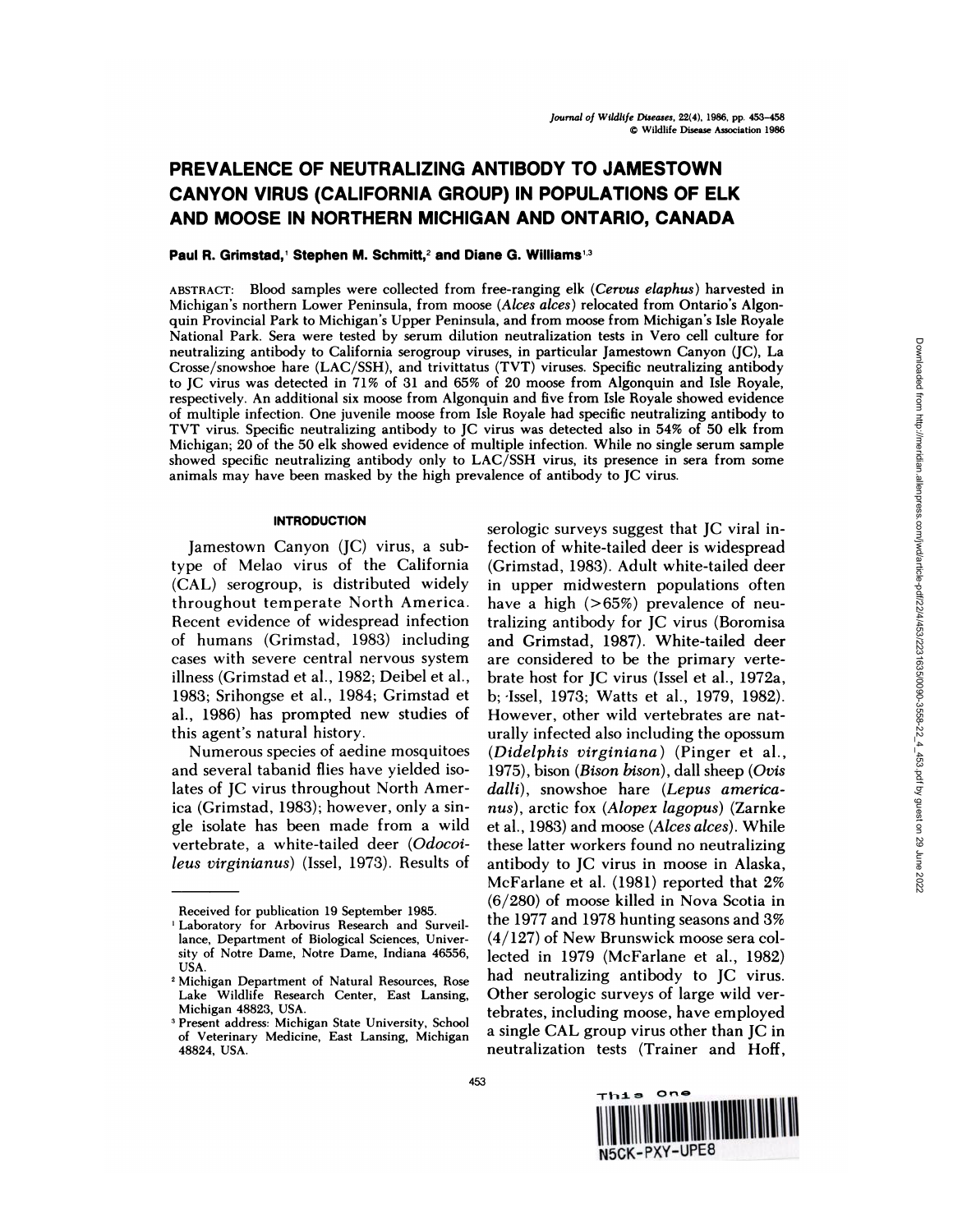# PREVALENCE OF NEUTRALIZING ANTIBODY TO JAMESTOWN CANYON VIRUS (CALIFORNIA GROUP) IN POPULATIONS OF ELK AND MOOSE IN NORTHERN MICHIGAN AND ONTARIO, CANADA

**Paul R. Grimstad,[1] Stephen M. Schmitt,[2] and Diane G. Williams[1,3]**

ABSTRACT: Blood samples were collected from free-ranging elk (*Cervus elaphus*) harvested in Michigan's northern Lower Peninsula, from moose (*Alces alces*) relocated from Ontario's Algonquin Provincial Park to Michigan's Upper Peninsula, and from moose from Michigan's Isle Royale National Park. Sera were tested by serum dilution neutralization tests in Vero cell culture for neutralizing antibody to California serogroup viruses, in particular Jamestown Canyon (JC), La Crosse/snowshoe hare (LAC/SSH), and trivittatus (TVT) viruses. Specific neutralizing antibody to JC virus was detected in 71% of 31 and 65% of 20 moose from Algonquin and Isle Royale, respectively. An additional six moose from Algonquin and five from Isle Royale showed evidence of multiple infection. One juvenile moose from Isle Royale had specific neutralizing antibody to TVT virus. Specific neutralizing antibody to JC virus was detected also in 54% of 50 elk from Michigan; 20 of the 50 elk showed evidence of multiple infection. While no single serum sample showed specific neutralizing antibody only to LAC/SSH virus, its presence in sera from some animals may have been masked by the high prevalence of antibody to JC virus.

## INTRODUCTION

Jamestown Canyon (JC) virus, a subtype of Melao virus of the California (CAL) serogroup, is distributed widely throughout temperate North America. Recent evidence of widespread infection of humans (Grimstad, 1983) including cases with severe central nervous system illness (Grimstad et al., 1982; Deibel et al., 1983; Srihongse et al., 1984; Grimstad et al., 1986) has prompted new studies of this agent's natural history.

Numerous species of aedine mosquitoes and several tabanid flies have yielded isolates of JC virus throughout North America (Grimstad, 1983); however, only a single isolate has been made from a wild vertebrate, a white-tailed deer (*Odocoileus virginianus*) (Issel, 1973). Results of serologic surveys suggest that JC viral infection of white-tailed deer is widespread (Grimstad, 1983). Adult white-tailed deer in upper midwestern populations often have a high (>65%) prevalence of neutralizing antibody for JC virus (Boromisa and Grimstad, 1987). White-tailed deer are considered to be the primary vertebrate host for JC virus (Issel et al., 1972a, b; Issel, 1973; Watts et al., 1979, 1982). However, other wild vertebrates are naturally infected also including the opossum (*Didelphis virginiana*) (Pinger et al., 1975), bison (*Bison bison*), dall sheep (*Ovis dalli*), snowshoe hare (*Lepus americanus*), arctic fox (*Alopex lagopus*) (Zarnke et al., 1983) and moose (*Alces alces*). While these latter workers found no neutralizing antibody to JC virus in moose in Alaska, McFarlane et al. (1981) reported that 2% (6/280) of moose killed in Nova Scotia in the 1977 and 1978 hunting seasons and 3% (4/127) of New Brunswick moose sera collected in 1979 (McFarlane et al., 1982) had neutralizing antibody to JC virus. Other serologic surveys of large wild vertebrates, including moose, have employed a single CAL group virus other than JC in neutralization tests (Trainer and Hoff,

Received for publication 19 September 1985.

[1] Laboratory for Arbovirus Research and Surveillance, Department of Biological Sciences, University of Notre Dame, Notre Dame, Indiana 46556, USA.

[2] Michigan Department of Natural Resources, Rose Lake Wildlife Research Center, East Lansing, Michigan 48823, USA.

[3] Present address: Michigan State University, School of Veterinary Medicine, East Lansing, Michigan 48824, USA.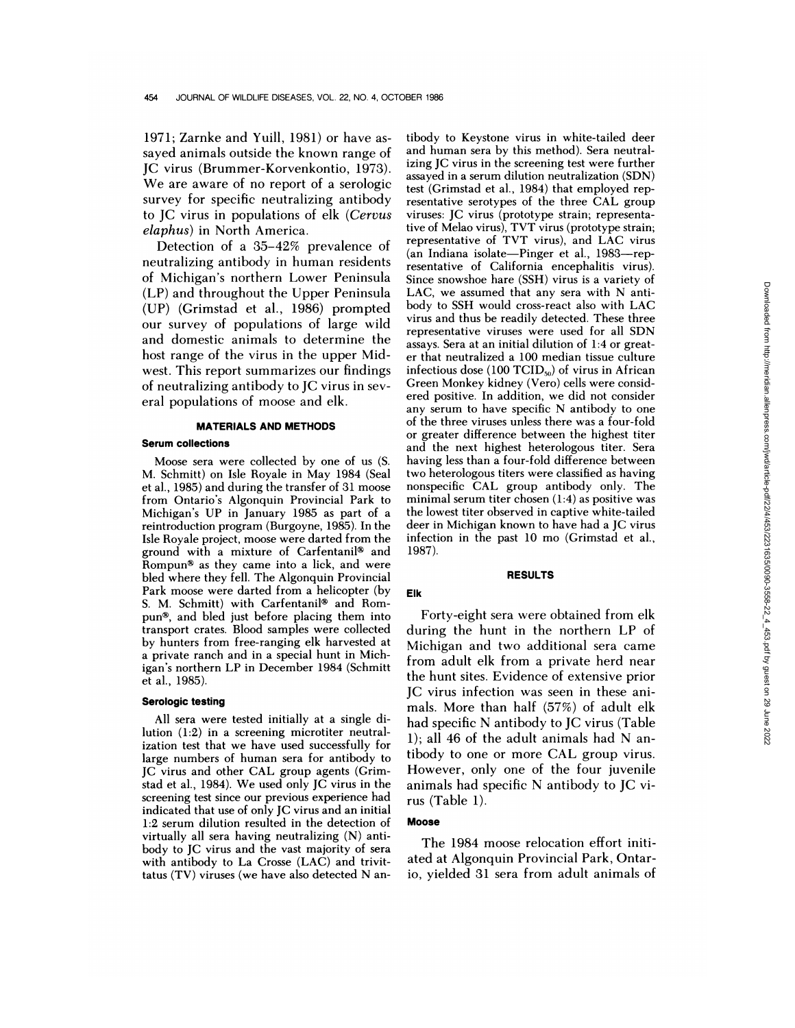1971; Zarnke and Yuill, 1981) or have assayed animals outside the known range of JC virus (Brummer-Korvenkontio, 1973). We are aware of no report of a serologic survey for specific neutralizing antibody to JC virus in populations of elk (*Cervus elaphus*) in North America.

Detection of a 35–42% prevalence of neutralizing antibody in human residents of Michigan's northern Lower Peninsula (LP) and throughout the Upper Peninsula (UP) (Grimstad et al., 1986) prompted our survey of populations of large wild and domestic animals to determine the host range of the virus in the upper Midwest. This report summarizes our findings of neutralizing antibody to JC virus in several populations of moose and elk.

## MATERIALS AND METHODS

### Serum collections

Moose sera were collected by one of us (S. M. Schmitt) on Isle Royale in May 1984 (Seal et al., 1985) and during the transfer of 31 moose from Ontario's Algonquin Provincial Park to Michigan's UP in January 1985 as part of a reintroduction program (Burgoyne, 1985). In the Isle Royale project, moose were darted from the ground with a mixture of Carfentanil® and Rompun® as they came into a lick, and were bled where they fell. The Algonquin Provincial Park moose were darted from a helicopter (by S. M. Schmitt) with Carfentanil® and Rompun®, and bled just before placing them into transport crates. Blood samples were collected by hunters from free-ranging elk harvested at a private ranch and in a special hunt in Michigan's northern LP in December 1984 (Schmitt et al., 1985).

### Serologic testing

All sera were tested initially at a single dilution (1:2) in a screening microtiter neutralization test that we have used successfully for large numbers of human sera for antibody to JC virus and other CAL group agents (Grimstad et al., 1984). We used only JC virus in the screening test since our previous experience had indicated that use of only JC virus and an initial 1:2 serum dilution resulted in the detection of virtually all sera having neutralizing (N) antibody to JC virus and the vast majority of sera with antibody to La Crosse (LAC) and trivittatus (TV) viruses (we have also detected N antibody to Keystone virus in white-tailed deer and human sera by this method). Sera neutralizing JC virus in the screening test were further assayed in a serum dilution neutralization (SDN) test (Grimstad et al., 1984) that employed representative serotypes of the three CAL group viruses: JC virus (prototype strain; representative of Melao virus), TVT virus (prototype strain; representative of TVT virus), and LAC virus (an Indiana isolate—Pinger et al., 1983—representative of California encephalitis virus). Since snowshoe hare (SSH) virus is a variety of LAC, we assumed that any sera with N antibody to SSH would cross-react also with LAC virus and thus be readily detected. These three representative viruses were used for all SDN assays. Sera at an initial dilution of 1:4 or greater that neutralized a 100 median tissue culture infectious dose (100 $TCID_{50}$) of virus in African Green Monkey kidney (Vero) cells were considered positive. In addition, we did not consider any serum to have specific N antibody to one of the three viruses unless there was a four-fold or greater difference between the highest titer and the next highest heterologous titer. Sera having less than a four-fold difference between two heterologous titers were classified as having nonspecific CAL group antibody only. The minimal serum titer chosen (1:4) as positive was the lowest titer observed in captive white-tailed deer in Michigan known to have had a JC virus infection in the past 10 mo (Grimstad et al., 1987).

## RESULTS

### Elk

Forty-eight sera were obtained from elk during the hunt in the northern LP of Michigan and two additional sera came from adult elk from a private herd near the hunt sites. Evidence of extensive prior JC virus infection was seen in these animals. More than half (57%) of adult elk had specific N antibody to JC virus (Table 1); all 46 of the adult animals had N antibody to one or more CAL group virus. However, only one of the four juvenile animals had specific N antibody to JC virus (Table 1).

### Moose

The 1984 moose relocation effort initiated at Algonquin Provincial Park, Ontario, yielded 31 sera from adult animals of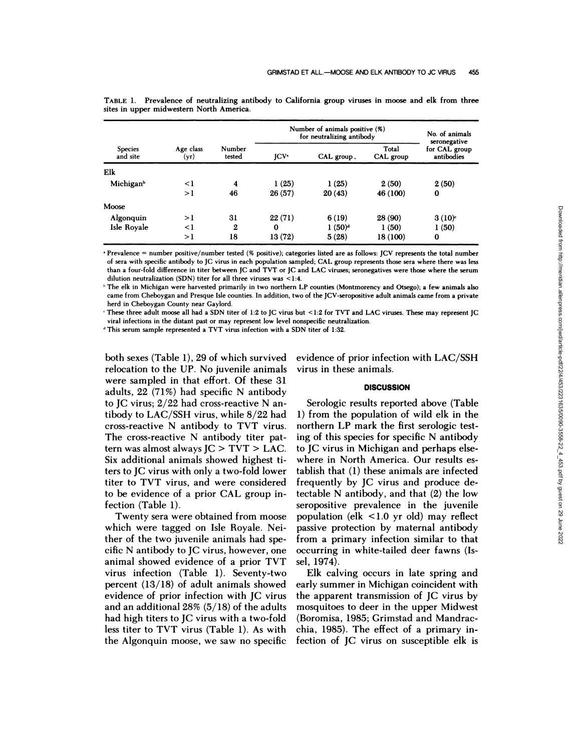TABLE 1. Prevalence of neutralizing antibody to California group viruses in moose and elk from three sites in upper midwestern North America.

| Species and site | Age class (yr) | Number tested | Number of animals positive (%) for neutralizing antibody | | | No. of animals seronegative for CAL group antibodies |
|---|---|---|---|---|---|---|
| | | | JCV[a] | CAL group | Total CAL group | |
| Elk | | | | | | |
| Michigan[b] | <1 | 4 | 1 (25) | 1 (25) | 2 (50) | 2 (50) |
| | >1 | 46 | 26 (57) | 20 (43) | 46 (100) | 0 |
| Moose | | | | | | |
| Algonquin | >1 | 31 | 22 (71) | 6 (19) | 28 (90) | 3 (10)[c] |
| Isle Royale | <1 | 2 | 0 | 1 (50)[d] | 1 (50) | 1 (50) |
| | >1 | 18 | 13 (72) | 5 (28) | 18 (100) | 0 |

[a] Prevalence = number positive/number tested (% positive); categories listed are as follows: JCV represents the total number of sera with specific antibody to JC virus in each population sampled; CAL group represents those sera where there was less than a four-fold difference in titer between JC and TVT or JC and LAC viruses; seronegatives were those where the serum dilution neutralization (SDN) titer for all three viruses was <1:4.

[b] The elk in Michigan were harvested primarily in two northern LP counties (Montmorency and Otsego); a few animals also came from Cheboygan and Presque Isle counties. In addition, two of the JCV-seropositive adult animals came from a private herd in Cheboygan County near Gaylord.

[c] These three adult moose all had a SDN titer of 1:2 to JC virus but <1:2 for TVT and LAC viruses. These may represent JC viral infections in the distant past or may represent low level nonspecific neutralization.

[d] This serum sample represented a TVT virus infection with a SDN titer of 1:32.

both sexes (Table 1), 29 of which survived relocation to the UP. No juvenile animals were sampled in that effort. Of these 31 adults, 22 (71%) had specific N antibody to JC virus; 2/22 had cross-reactive N antibody to LAC/SSH virus, while 8/22 had cross-reactive N antibody to TVT virus. The cross-reactive N antibody titer pattern was almost always JC > TVT > LAC. Six additional animals showed highest titers to JC virus with only a two-fold lower titer to TVT virus, and were considered to be evidence of a prior CAL group infection (Table 1).

Twenty sera were obtained from moose which were tagged on Isle Royale. Neither of the two juvenile animals had specific N antibody to JC virus, however, one animal showed evidence of a prior TVT virus infection (Table 1). Seventy-two percent (13/18) of adult animals showed evidence of prior infection with JC virus and an additional 28% (5/18) of the adults had high titers to JC virus with a two-fold less titer to TVT virus (Table 1). As with the Algonquin moose, we saw no specific evidence of prior infection with LAC/SSH virus in these animals.

## DISCUSSION

Serologic results reported above (Table 1) from the population of wild elk in the northern LP mark the first serologic testing of this species for specific N antibody to JC virus in Michigan and perhaps elsewhere in North America. Our results establish that (1) these animals are infected frequently by JC virus and produce detectable N antibody, and that (2) the low seropositive prevalence in the juvenile population (elk <1.0 yr old) may reflect passive protection by maternal antibody from a primary infection similar to that occurring in white-tailed deer fawns (Issel, 1974).

Elk calving occurs in late spring and early summer in Michigan coincident with the apparent transmission of JC virus by mosquitoes to deer in the upper Midwest (Boromisa, 1985; Grimstad and Mandracchia, 1985). The effect of a primary infection of JC virus on susceptible elk is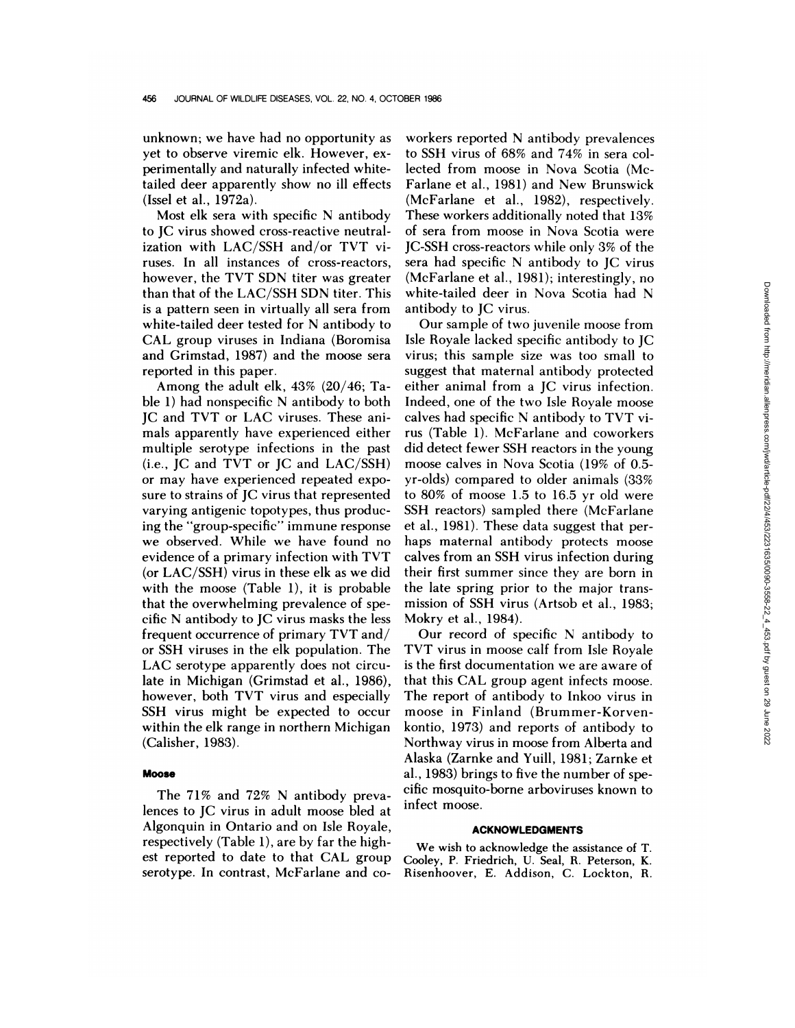unknown; we have had no opportunity as yet to observe viremic elk. However, experimentally and naturally infected white-tailed deer apparently show no ill effects (Issel et al., 1972a).

Most elk sera with specific N antibody to JC virus showed cross-reactive neutralization with LAC/SSH and/or TVT viruses. In all instances of cross-reactors, however, the TVT SDN titer was greater than that of the LAC/SSH SDN titer. This is a pattern seen in virtually all sera from white-tailed deer tested for N antibody to CAL group viruses in Indiana (Boromisa and Grimstad, 1987) and the moose sera reported in this paper.

Among the adult elk, 43% (20/46; Table 1) had nonspecific N antibody to both JC and TVT or LAC viruses. These animals apparently have experienced either multiple serotype infections in the past (i.e., JC and TVT or JC and LAC/SSH) or may have experienced repeated exposure to strains of JC virus that represented varying antigenic topotypes, thus producing the "group-specific" immune response we observed. While we have found no evidence of a primary infection with TVT (or LAC/SSH) virus in these elk as we did with the moose (Table 1), it is probable that the overwhelming prevalence of specific N antibody to JC virus masks the less frequent occurrence of primary TVT and/or SSH viruses in the elk population. The LAC serotype apparently does not circulate in Michigan (Grimstad et al., 1986), however, both TVT virus and especially SSH virus might be expected to occur within the elk range in northern Michigan (Calisher, 1983).

### Moose

The 71% and 72% N antibody prevalences to JC virus in adult moose bled at Algonquin in Ontario and on Isle Royale, respectively (Table 1), are by far the highest reported to date to that CAL group serotype. In contrast, McFarlane and coworkers reported N antibody prevalences to SSH virus of 68% and 74% in sera collected from moose in Nova Scotia (McFarlane et al., 1981) and New Brunswick (McFarlane et al., 1982), respectively. These workers additionally noted that 13% of sera from moose in Nova Scotia were JC-SSH cross-reactors while only 3% of the sera had specific N antibody to JC virus (McFarlane et al., 1981); interestingly, no white-tailed deer in Nova Scotia had N antibody to JC virus.

Our sample of two juvenile moose from Isle Royale lacked specific antibody to JC virus; this sample size was too small to suggest that maternal antibody protected either animal from a JC virus infection. Indeed, one of the two Isle Royale moose calves had specific N antibody to TVT virus (Table 1). McFarlane and coworkers did detect fewer SSH reactors in the young moose calves in Nova Scotia (19% of 0.5-yr-olds) compared to older animals (33% to 80% of moose 1.5 to 16.5 yr old were SSH reactors) sampled there (McFarlane et al., 1981). These data suggest that perhaps maternal antibody protects moose calves from an SSH virus infection during their first summer since they are born in the late spring prior to the major transmission of SSH virus (Artsob et al., 1983; Mokry et al., 1984).

Our record of specific N antibody to TVT virus in moose calf from Isle Royale is the first documentation we are aware of that this CAL group agent infects moose. The report of antibody to Inkoo virus in moose in Finland (Brummer-Korvenkontio, 1973) and reports of antibody to Northway virus in moose from Alberta and Alaska (Zarnke and Yuill, 1981; Zarnke et al., 1983) brings to five the number of specific mosquito-borne arboviruses known to infect moose.

## ACKNOWLEDGMENTS

We wish to acknowledge the assistance of T. Cooley, P. Friedrich, U. Seal, R. Peterson, K. Risenhoover, E. Addison, C. Lockton, R.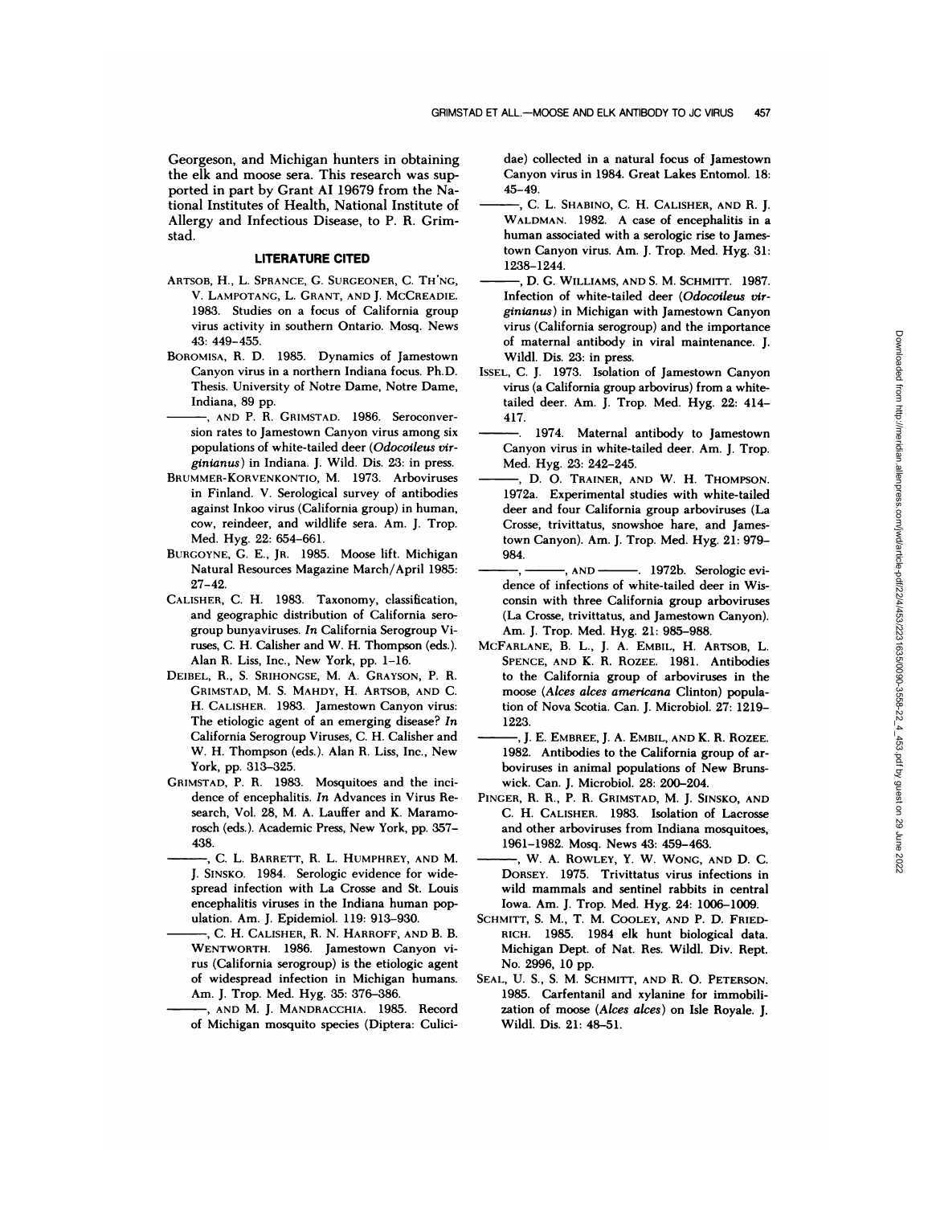Georgeson, and Michigan hunters in obtaining the elk and moose sera. This research was supported in part by Grant AI 19679 from the National Institutes of Health, National Institute of Allergy and Infectious Disease, to P. R. Grimstad.

## LITERATURE CITED

ARTSOB, H., L. SPRANCE, G. SURGEONER, C. TH'NG, V. LAMPOTANG, L. GRANT, AND J. MCCREADIE. 1983. Studies on a focus of California group virus activity in southern Ontario. Mosq. News 43: 449–455.

BOROMISA, R. D. 1985. Dynamics of Jamestown Canyon virus in a northern Indiana focus. Ph.D. Thesis. University of Notre Dame, Notre Dame, Indiana, 89 pp.

———, AND P. R. GRIMSTAD. 1986. Seroconversion rates to Jamestown Canyon virus among six populations of white-tailed deer (*Odocoileus virginianus*) in Indiana. J. Wild. Dis. 23: in press.

BRUMMER-KORVENKONTIO, M. 1973. Arboviruses in Finland. V. Serological survey of antibodies against Inkoo virus (California group) in human, cow, reindeer, and wildlife sera. Am. J. Trop. Med. Hyg. 22: 654–661.

BURGOYNE, G. E., JR. 1985. Moose lift. Michigan Natural Resources Magazine March/April 1985: 27–42.

CALISHER, C. H. 1983. Taxonomy, classification, and geographic distribution of California serogroup bunyaviruses. *In* California Serogroup Viruses, C. H. Calisher and W. H. Thompson (eds.). Alan R. Liss, Inc., New York, pp. 1–16.

DEIBEL, R., S. SRIHONGSE, M. A. GRAYSON, P. R. GRIMSTAD, M. S. MAHDY, H. ARTSOB, AND C. H. CALISHER. 1983. Jamestown Canyon virus: The etiologic agent of an emerging disease? *In* California Serogroup Viruses, C. H. Calisher and W. H. Thompson (eds.). Alan R. Liss, Inc., New York, pp. 313–325.

GRIMSTAD, P. R. 1983. Mosquitoes and the incidence of encephalitis. *In* Advances in Virus Research, Vol. 28, M. A. Lauffer and K. Maramorosch (eds.). Academic Press, New York, pp. 357–438.

———, C. L. BARRETT, R. L. HUMPHREY, AND M. J. SINSKO. 1984. Serologic evidence for widespread infection with La Crosse and St. Louis encephalitis viruses in the Indiana human population. Am. J. Epidemiol. 119: 913–930.

———, C. H. CALISHER, R. N. HARROFF, AND B. B. WENTWORTH. 1986. Jamestown Canyon virus (California serogroup) is the etiologic agent of widespread infection in Michigan humans. Am. J. Trop. Med. Hyg. 35: 376–386.

———, AND M. J. MANDRACCHIA. 1985. Record of Michigan mosquito species (Diptera: Culicidae) collected in a natural focus of Jamestown Canyon virus in 1984. Great Lakes Entomol. 18: 45–49.

———, C. L. SHABINO, C. H. CALISHER, AND R. J. WALDMAN. 1982. A case of encephalitis in a human associated with a serologic rise to Jamestown Canyon virus. Am. J. Trop. Med. Hyg. 31: 1238–1244.

———, D. G. WILLIAMS, AND S. M. SCHMITT. 1987. Infection of white-tailed deer (*Odocoileus virginianus*) in Michigan with Jamestown Canyon virus (California serogroup) and the importance of maternal antibody in viral maintenance. J. Wildl. Dis. 23: in press.

ISSEL, C. J. 1973. Isolation of Jamestown Canyon virus (a California group arbovirus) from a white-tailed deer. Am. J. Trop. Med. Hyg. 22: 414–417.

———. 1974. Maternal antibody to Jamestown Canyon virus in white-tailed deer. Am. J. Trop. Med. Hyg. 23: 242–245.

———, D. O. TRAINER, AND W. H. THOMPSON. 1972a. Experimental studies with white-tailed deer and four California group arboviruses (La Crosse, trivittatus, snowshoe hare, and Jamestown Canyon). Am. J. Trop. Med. Hyg. 21: 979–984.

———, ———, AND ———. 1972b. Serologic evidence of infections of white-tailed deer in Wisconsin with three California group arboviruses (La Crosse, trivittatus, and Jamestown Canyon). Am. J. Trop. Med. Hyg. 21: 985–988.

MCFARLANE, B. L., J. A. EMBIL, H. ARTSOB, L. SPENCE, AND K. R. ROZEE. 1981. Antibodies to the California group of arboviruses in the moose (*Alces alces americana* Clinton) population of Nova Scotia. Can. J. Microbiol. 27: 1219–1223.

———, J. E. EMBREE, J. A. EMBIL, AND K. R. ROZEE. 1982. Antibodies to the California group of arboviruses in animal populations of New Brunswick. Can. J. Microbiol. 28: 200–204.

PINGER, R. R., P. R. GRIMSTAD, M. J. SINSKO, AND C. H. CALISHER. 1983. Isolation of Lacrosse and other arboviruses from Indiana mosquitoes, 1961–1982. Mosq. News 43: 459–463.

———, W. A. ROWLEY, Y. W. WONG, AND D. C. DORSEY. 1975. Trivittatus virus infections in wild mammals and sentinel rabbits in central Iowa. Am. J. Trop. Med. Hyg. 24: 1006–1009.

SCHMITT, S. M., T. M. COOLEY, AND P. D. FRIEDRICH. 1985. 1984 elk hunt biological data. Michigan Dept. of Nat. Res. Wildl. Div. Rept. No. 2996, 10 pp.

SEAL, U. S., S. M. SCHMITT, AND R. O. PETERSON. 1985. Carfentanil and xylanine for immobilization of moose (*Alces alces*) on Isle Royale. J. Wildl. Dis. 21: 48–51.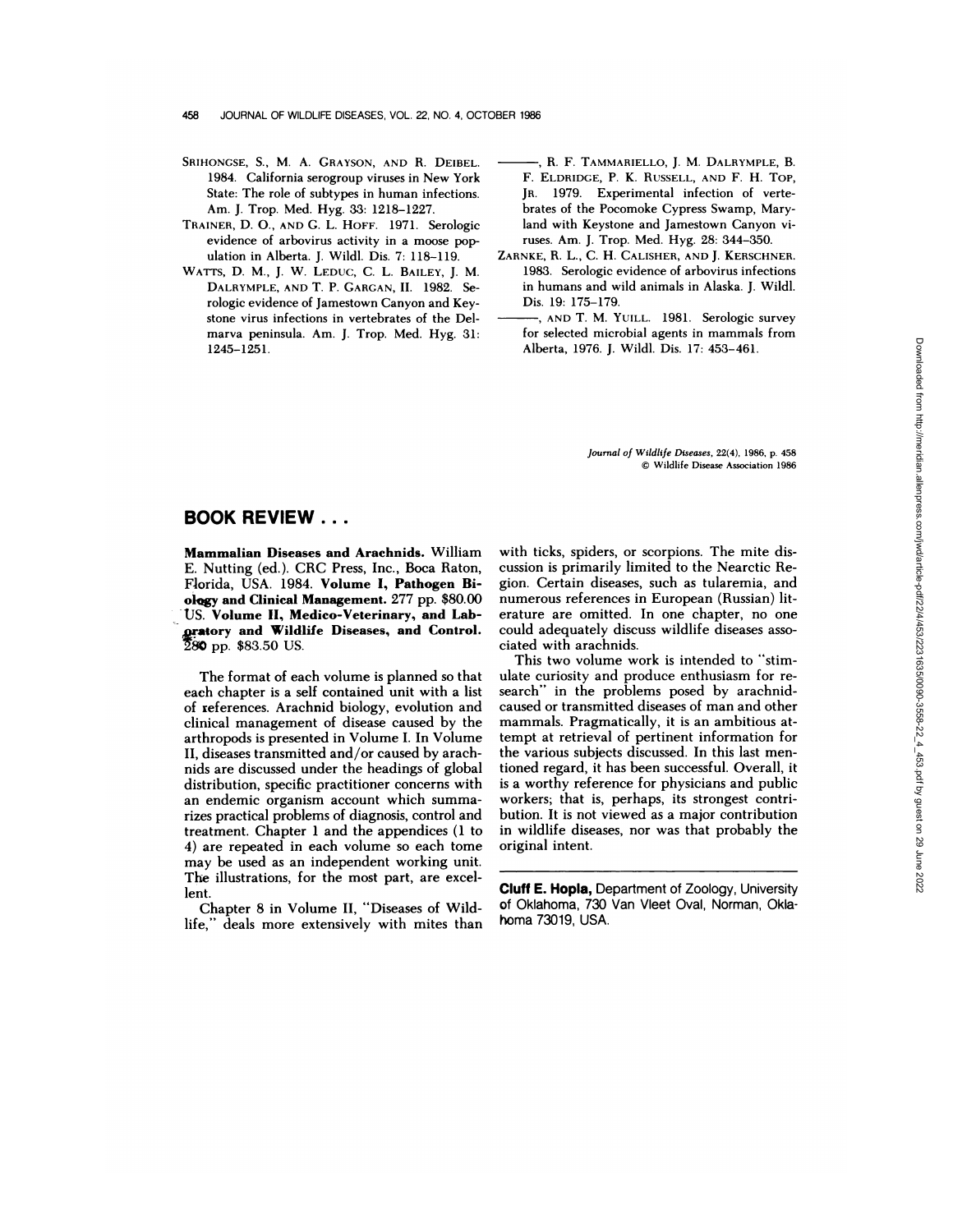SRIHONGSE, S., M. A. GRAYSON, AND R. DEIBEL. 1984. California serogroup viruses in New York State: The role of subtypes in human infections. Am. J. Trop. Med. Hyg. 33: 1218–1227.

TRAINER, D. O., AND G. L. HOFF. 1971. Serologic evidence of arbovirus activity in a moose population in Alberta. J. Wildl. Dis. 7: 118–119.

WATTS, D. M., J. W. LEDUC, C. L. BAILEY, J. M. DALRYMPLE, AND T. P. GARGAN, II. 1982. Serologic evidence of Jamestown Canyon and Keystone virus infections in vertebrates of the Delmarva peninsula. Am. J. Trop. Med. Hyg. 31: 1245–1251.

———, R. F. TAMMARIELLO, J. M. DALRYMPLE, B. F. ELDRIDGE, P. K. RUSSELL, AND F. H. TOP, JR. 1979. Experimental infection of vertebrates of the Pocomoke Cypress Swamp, Maryland with Keystone and Jamestown Canyon viruses. Am. J. Trop. Med. Hyg. 28: 344–350.

ZARNKE, R. L., C. H. CALISHER, AND J. KERSCHNER. 1983. Serologic evidence of arbovirus infections in humans and wild animals in Alaska. J. Wildl. Dis. 19: 175–179.

———, AND T. M. YUILL. 1981. Serologic survey for selected microbial agents in mammals from Alberta, 1976. J. Wildl. Dis. 17: 453–461.

*Journal of Wildlife Diseases*, 22(4), 1986, p. 458
© Wildlife Disease Association 1986

## BOOK REVIEW . . .

**Mammalian Diseases and Arachnids.** William E. Nutting (ed.). CRC Press, Inc., Boca Raton, Florida, USA. 1984. **Volume I, Pathogen Biology and Clinical Management.** 277 pp. $80.00 US. **Volume II, Medico-Veterinary, and Laboratory and Wildlife Diseases, and Control.** 280 pp. $83.50 US.

The format of each volume is planned so that each chapter is a self contained unit with a list of references. Arachnid biology, evolution and clinical management of disease caused by the arthropods is presented in Volume I. In Volume II, diseases transmitted and/or caused by arachnids are discussed under the headings of global distribution, specific practitioner concerns with an endemic organism account which summarizes practical problems of diagnosis, control and treatment. Chapter 1 and the appendices (1 to 4) are repeated in each volume so each tome may be used as an independent working unit. The illustrations, for the most part, are excellent.

Chapter 8 in Volume II, "Diseases of Wildlife," deals more extensively with mites than with ticks, spiders, or scorpions. The mite discussion is primarily limited to the Nearctic Region. Certain diseases, such as tularemia, and numerous references in European (Russian) literature are omitted. In one chapter, no one could adequately discuss wildlife diseases associated with arachnids.

This two volume work is intended to "stimulate curiosity and produce enthusiasm for research" in the problems posed by arachnid-caused or transmitted diseases of man and other mammals. Pragmatically, it is an ambitious attempt at retrieval of pertinent information for the various subjects discussed. In this last mentioned regard, it has been successful. Overall, it is a worthy reference for physicians and public workers; that is, perhaps, its strongest contribution. It is not viewed as a major contribution in wildlife diseases, nor was that probably the original intent.

**Cluff E. Hopla,** Department of Zoology, University of Oklahoma, 730 Van Vleet Oval, Norman, Oklahoma 73019, USA.